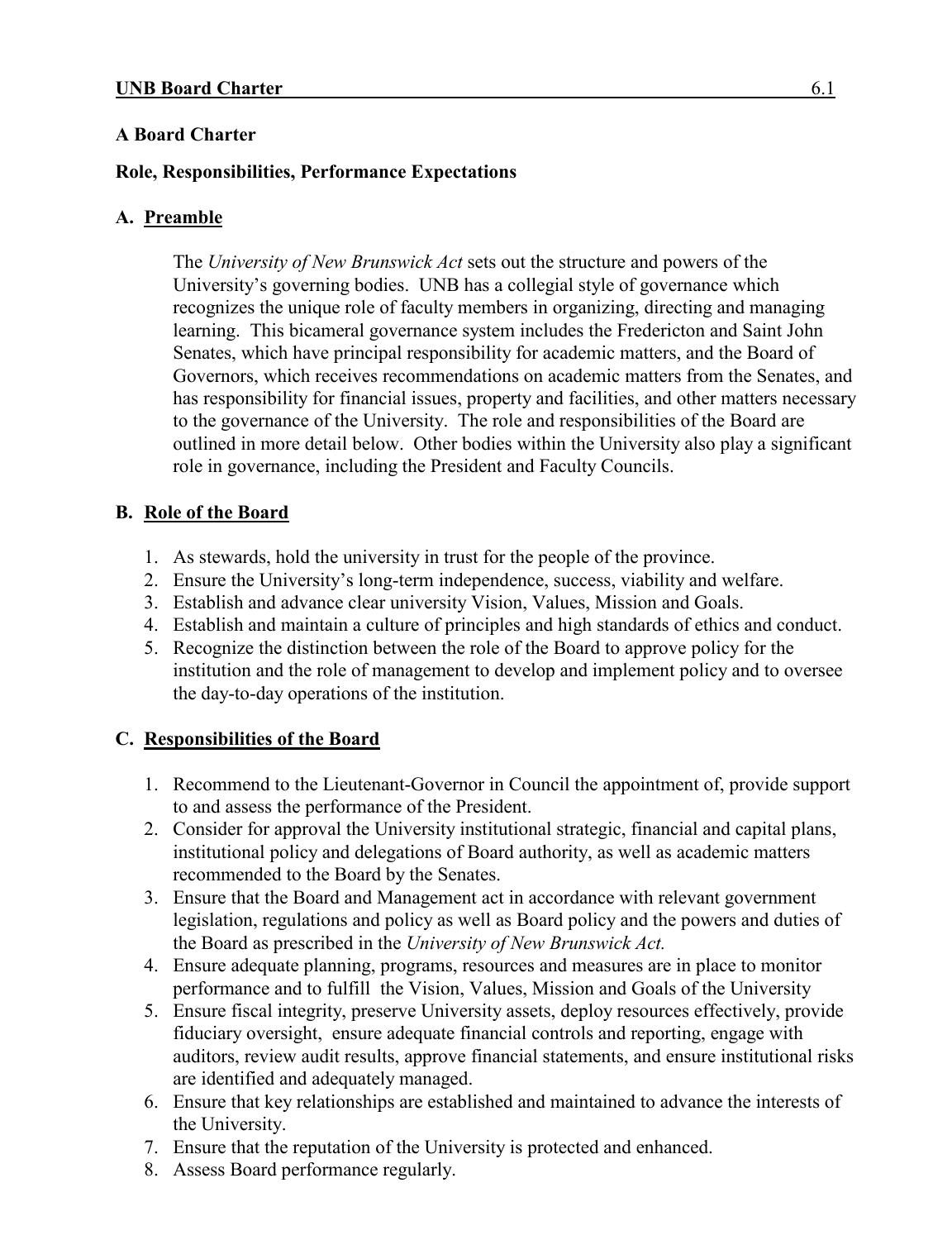# A Board Charter

## Role, Responsibilities, Performance Expectations

### A. Preamble

The *University of New Brunswick Act* sets out the structure and powers of the University's governing bodies. UNB has a collegial style of governance which recognizes the unique role of faculty members in organizing, directing and managing learning. This bicameral governance system includes the Fredericton and Saint John Senates, which have principal responsibility for academic matters, and the Board of Governors, which receives recommendations on academic matters from the Senates, and has responsibility for financial issues, property and facilities, and other matters necessary to the governance of the University. The role and responsibilities of the Board are outlined in more detail below. Other bodies within the University also play a significant role in governance, including the President and Faculty Councils.

### B. Role of the Board

1. As stewards, hold the university in trust for the people of the province.
2. Ensure the University's long-term independence, success, viability and welfare.
3. Establish and advance clear university Vision, Values, Mission and Goals.
4. Establish and maintain a culture of principles and high standards of ethics and conduct.
5. Recognize the distinction between the role of the Board to approve policy for the institution and the role of management to develop and implement policy and to oversee the day-to-day operations of the institution.

### C. Responsibilities of the Board

1. Recommend to the Lieutenant-Governor in Council the appointment of, provide support to and assess the performance of the President.
2. Consider for approval the University institutional strategic, financial and capital plans, institutional policy and delegations of Board authority, as well as academic matters recommended to the Board by the Senates.
3. Ensure that the Board and Management act in accordance with relevant government legislation, regulations and policy as well as Board policy and the powers and duties of the Board as prescribed in the *University of New Brunswick Act.*
4. Ensure adequate planning, programs, resources and measures are in place to monitor performance and to fulfill the Vision, Values, Mission and Goals of the University
5. Ensure fiscal integrity, preserve University assets, deploy resources effectively, provide fiduciary oversight, ensure adequate financial controls and reporting, engage with auditors, review audit results, approve financial statements, and ensure institutional risks are identified and adequately managed.
6. Ensure that key relationships are established and maintained to advance the interests of the University.
7. Ensure that the reputation of the University is protected and enhanced.
8. Assess Board performance regularly.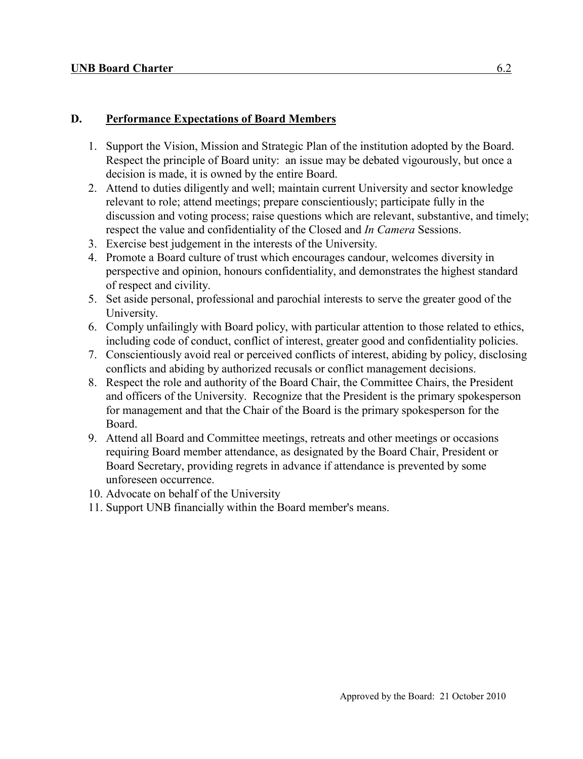## D. Performance Expectations of Board Members

1. Support the Vision, Mission and Strategic Plan of the institution adopted by the Board. Respect the principle of Board unity: an issue may be debated vigourously, but once a decision is made, it is owned by the entire Board.
2. Attend to duties diligently and well; maintain current University and sector knowledge relevant to role; attend meetings; prepare conscientiously; participate fully in the discussion and voting process; raise questions which are relevant, substantive, and timely; respect the value and confidentiality of the Closed and *In Camera* Sessions.
3. Exercise best judgement in the interests of the University.
4. Promote a Board culture of trust which encourages candour, welcomes diversity in perspective and opinion, honours confidentiality, and demonstrates the highest standard of respect and civility.
5. Set aside personal, professional and parochial interests to serve the greater good of the University.
6. Comply unfailingly with Board policy, with particular attention to those related to ethics, including code of conduct, conflict of interest, greater good and confidentiality policies.
7. Conscientiously avoid real or perceived conflicts of interest, abiding by policy, disclosing conflicts and abiding by authorized recusals or conflict management decisions.
8. Respect the role and authority of the Board Chair, the Committee Chairs, the President and officers of the University. Recognize that the President is the primary spokesperson for management and that the Chair of the Board is the primary spokesperson for the Board.
9. Attend all Board and Committee meetings, retreats and other meetings or occasions requiring Board member attendance, as designated by the Board Chair, President or Board Secretary, providing regrets in advance if attendance is prevented by some unforeseen occurrence.
10. Advocate on behalf of the University
11. Support UNB financially within the Board member's means.

Approved by the Board: 21 October 2010